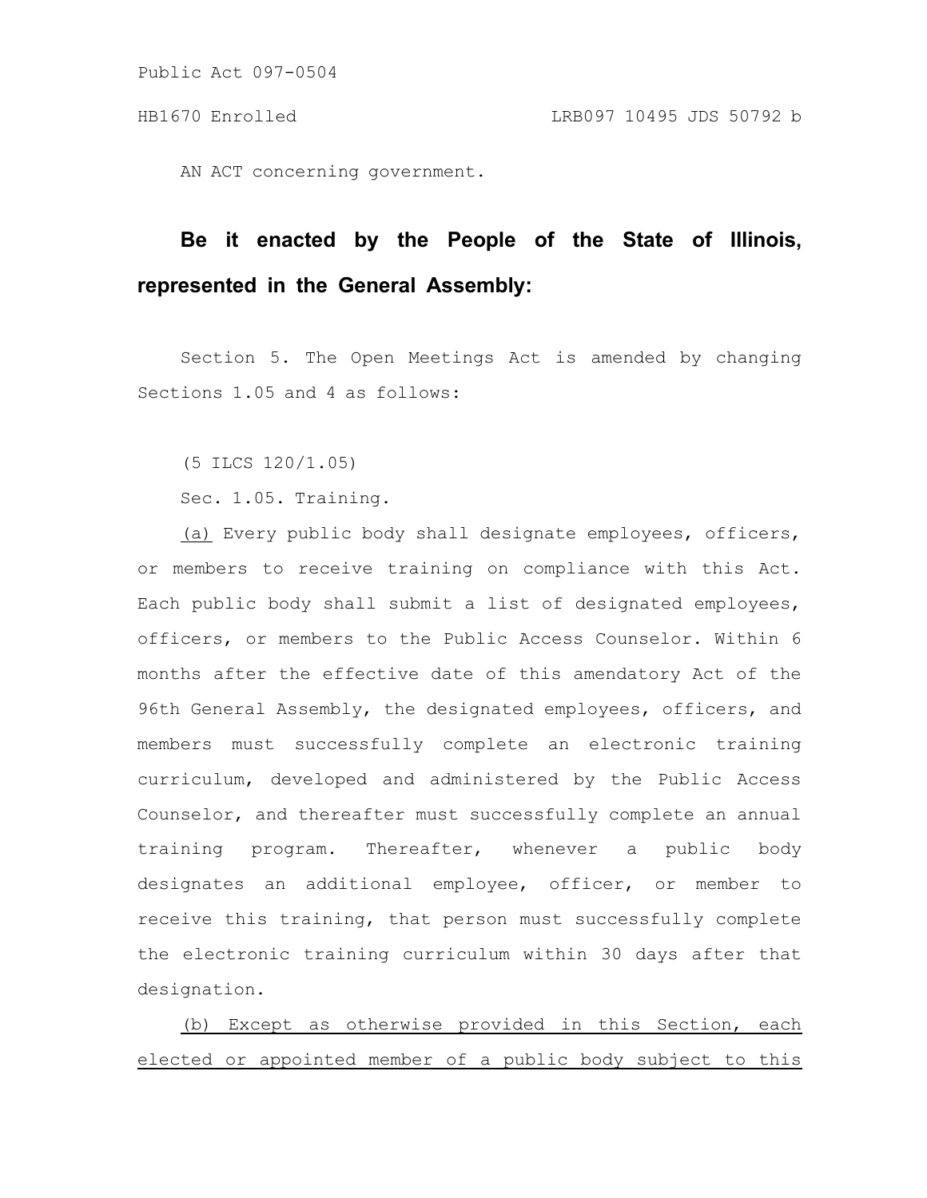Public Act 097-0504

HB1670 Enrolled LRB097 10495 JDS 50792 b

AN ACT concerning government.

**Be it enacted by the People of the State of Illinois, represented in the General Assembly:**

Section 5. The Open Meetings Act is amended by changing Sections 1.05 and 4 as follows:

(5 ILCS 120/1.05)

Sec. 1.05. Training.

<u>(a)</u> Every public body shall designate employees, officers, or members to receive training on compliance with this Act. Each public body shall submit a list of designated employees, officers, or members to the Public Access Counselor. Within 6 months after the effective date of this amendatory Act of the 96th General Assembly, the designated employees, officers, and members must successfully complete an electronic training curriculum, developed and administered by the Public Access Counselor, and thereafter must successfully complete an annual training program. Thereafter, whenever a public body designates an additional employee, officer, or member to receive this training, that person must successfully complete the electronic training curriculum within 30 days after that designation.

<u>(b) Except as otherwise provided in this Section, each elected or appointed member of a public body subject to this</u>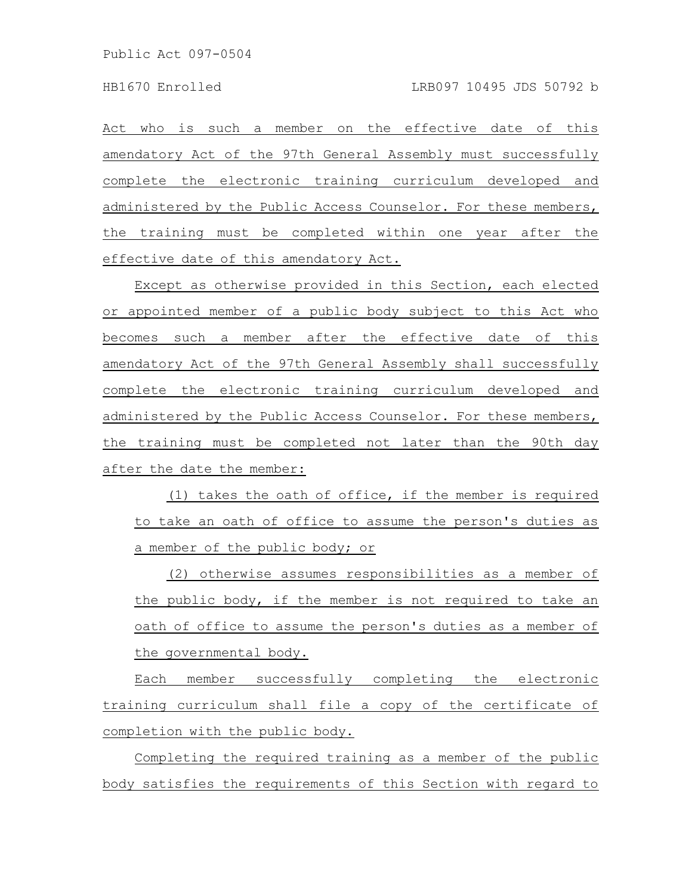Act who is such a member on the effective date of this amendatory Act of the 97th General Assembly must successfully complete the electronic training curriculum developed and administered by the Public Access Counselor. For these members, the training must be completed within one year after the effective date of this amendatory Act.

Except as otherwise provided in this Section, each elected or appointed member of a public body subject to this Act who becomes such a member after the effective date of this amendatory Act of the 97th General Assembly shall successfully complete the electronic training curriculum developed and administered by the Public Access Counselor. For these members, the training must be completed not later than the 90th day after the date the member:

(1) takes the oath of office, if the member is required to take an oath of office to assume the person's duties as a member of the public body; or

(2) otherwise assumes responsibilities as a member of the public body, if the member is not required to take an oath of office to assume the person's duties as a member of the governmental body.

Each member successfully completing the electronic training curriculum shall file a copy of the certificate of completion with the public body.

Completing the required training as a member of the public body satisfies the requirements of this Section with regard to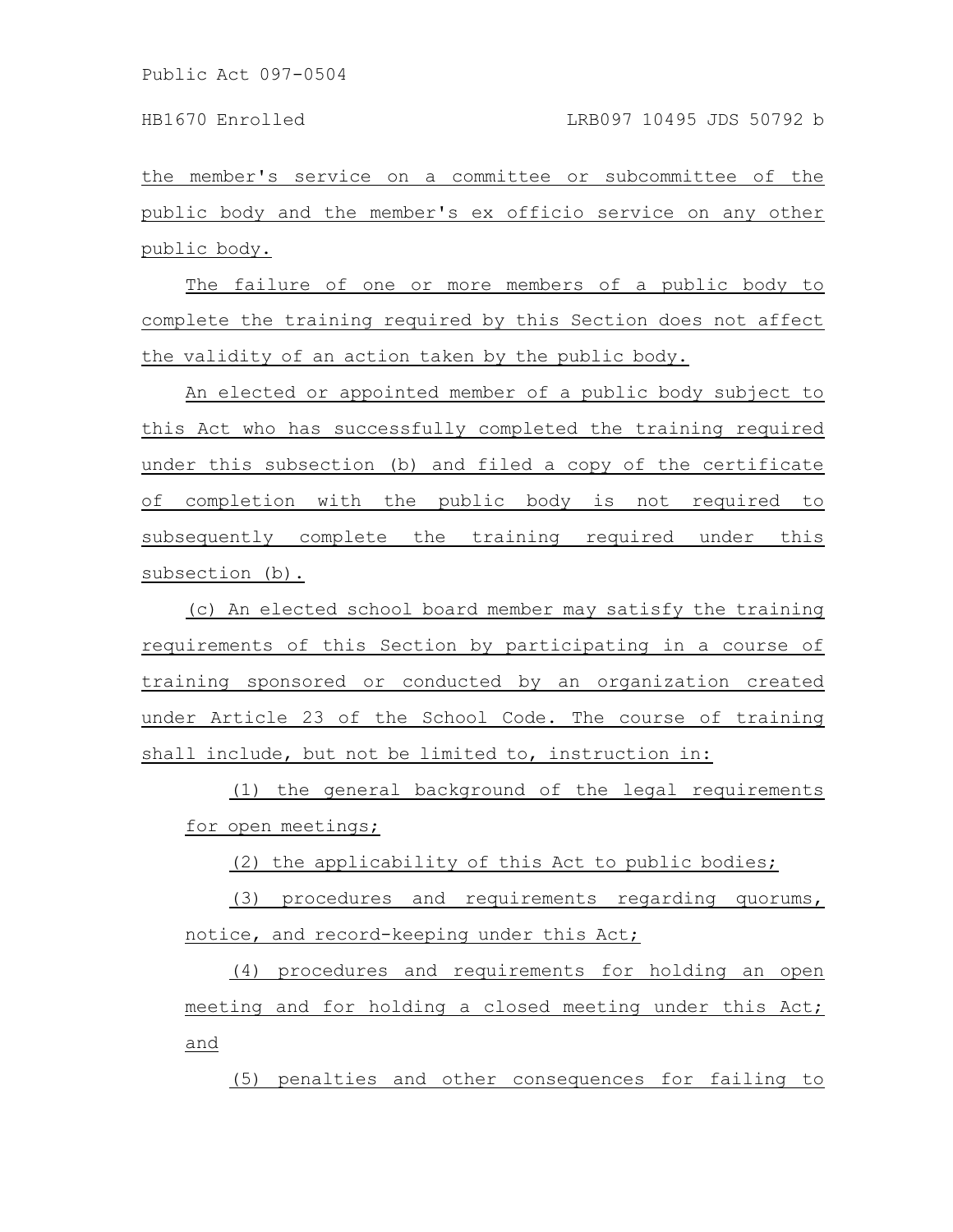the member's service on a committee or subcommittee of the public body and the member's ex officio service on any other public body.

The failure of one or more members of a public body to complete the training required by this Section does not affect the validity of an action taken by the public body.

An elected or appointed member of a public body subject to this Act who has successfully completed the training required under this subsection (b) and filed a copy of the certificate of completion with the public body is not required to subsequently complete the training required under this subsection (b).

(c) An elected school board member may satisfy the training requirements of this Section by participating in a course of training sponsored or conducted by an organization created under Article 23 of the School Code. The course of training shall include, but not be limited to, instruction in:

(1) the general background of the legal requirements for open meetings;

(2) the applicability of this Act to public bodies;

(3) procedures and requirements regarding quorums, notice, and record-keeping under this Act;

(4) procedures and requirements for holding an open meeting and for holding a closed meeting under this Act; and

(5) penalties and other consequences for failing to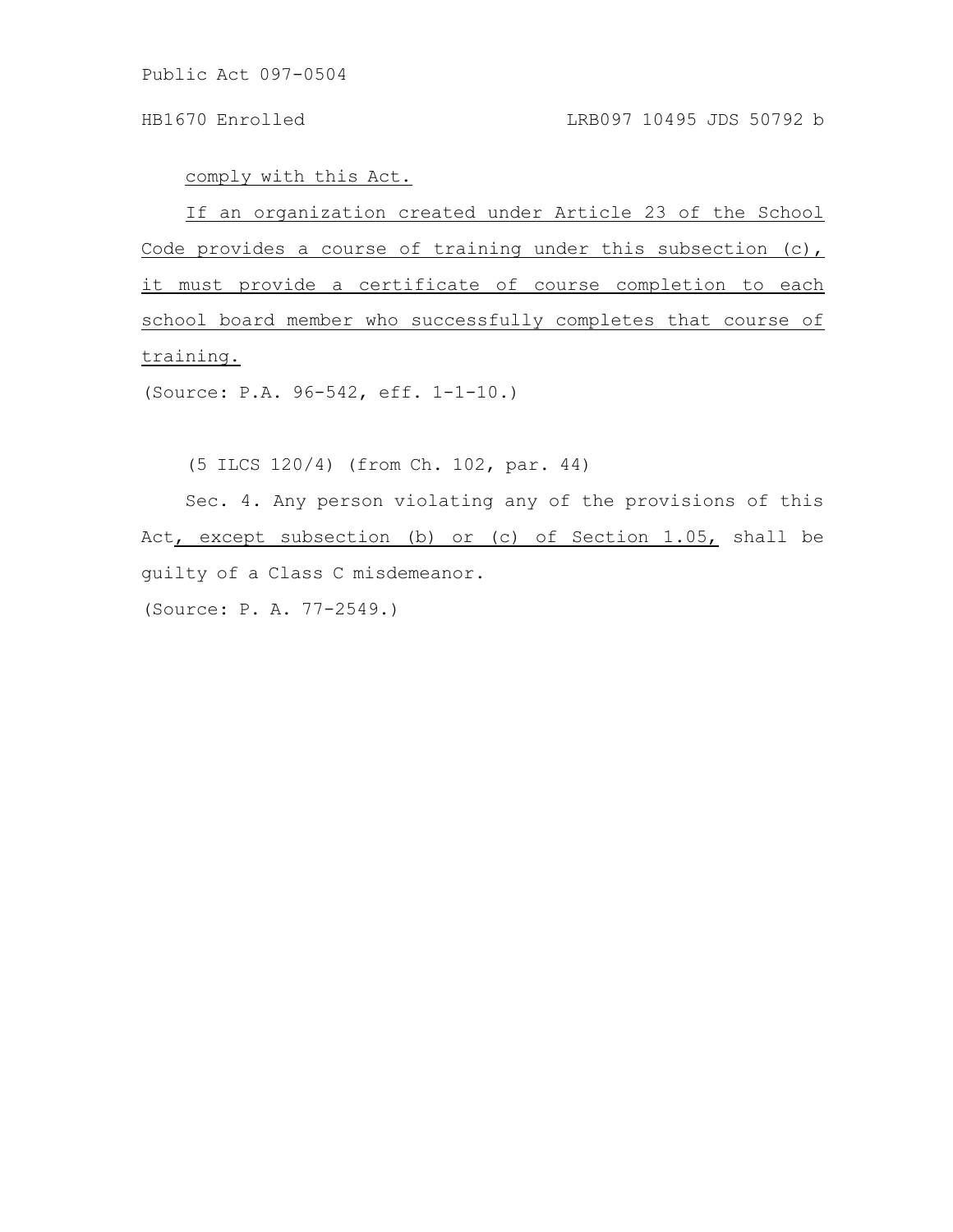comply with this Act.

If an organization created under Article 23 of the School Code provides a course of training under this subsection (c), it must provide a certificate of course completion to each school board member who successfully completes that course of training.

(Source: P.A. 96-542, eff. 1-1-10.)

(5 ILCS 120/4) (from Ch. 102, par. 44)

Sec. 4. Any person violating any of the provisions of this Act, except subsection (b) or (c) of Section 1.05, shall be guilty of a Class C misdemeanor.

(Source: P. A. 77-2549.)